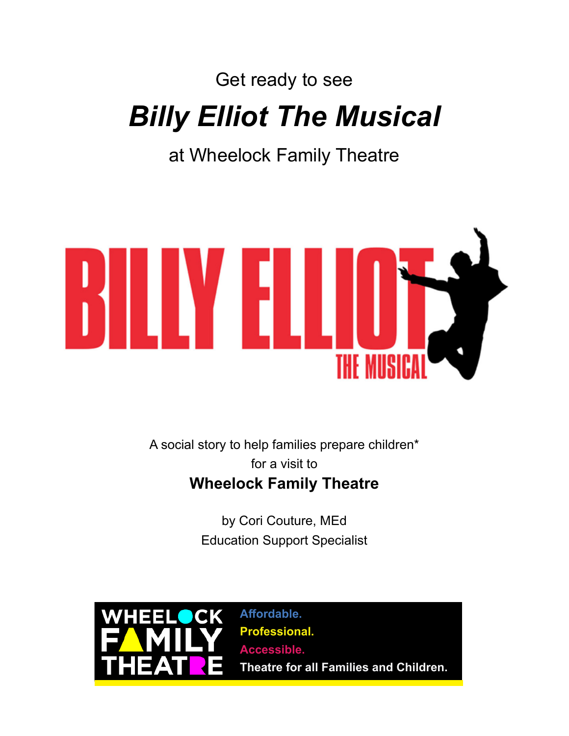Get ready to see

# *Billy Elliot The Musical*

at Wheelock Family Theatre

BILLY ELLIOT

THE MUSICAL

A social story to help families prepare children*
for a visit to

**Wheelock Family Theatre**

by Cori Couture, MEd
Education Support Specialist

WHEELOCK FAMILY THEATRE

Affordable.
Professional.
Accessible.
Theatre for all Families and Children.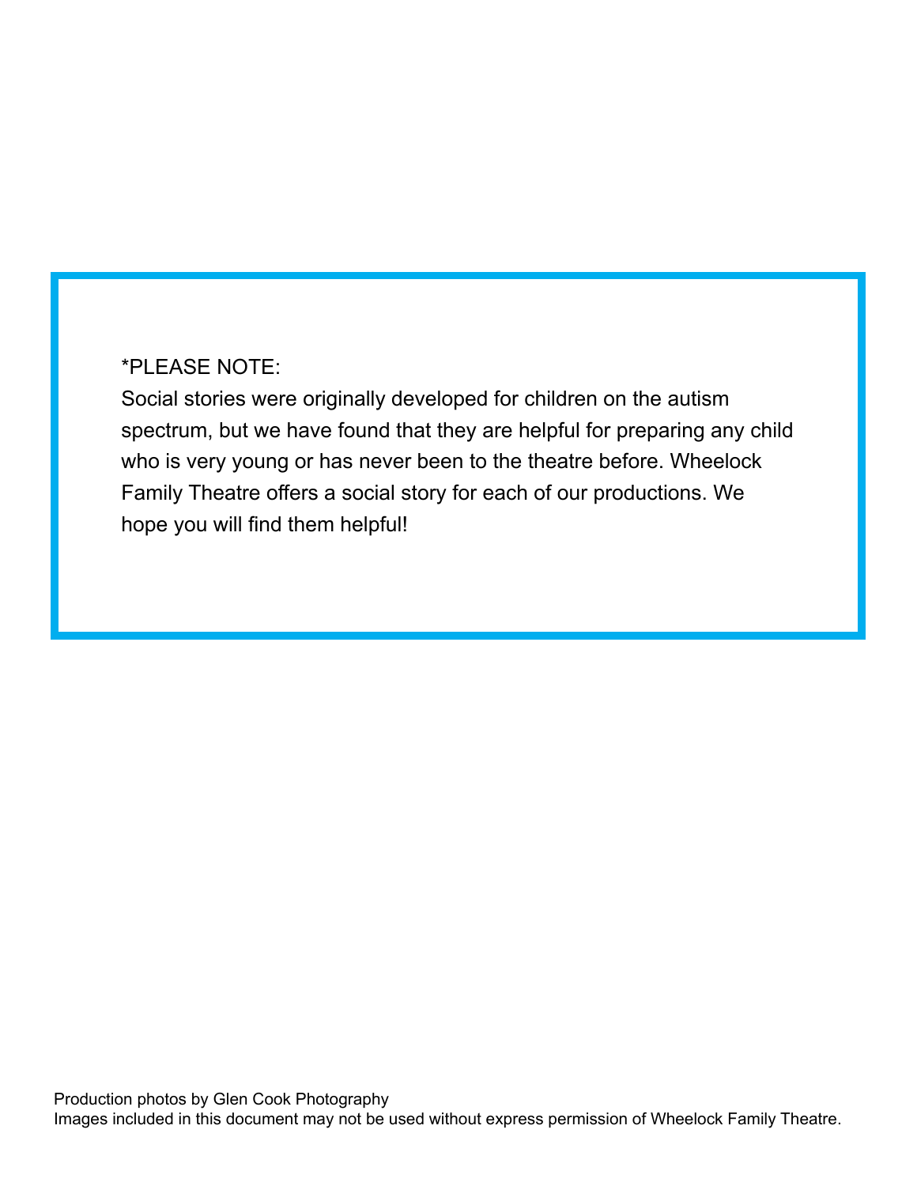*PLEASE NOTE:
Social stories were originally developed for children on the autism spectrum, but we have found that they are helpful for preparing any child who is very young or has never been to the theatre before. Wheelock Family Theatre offers a social story for each of our productions. We hope you will find them helpful!

Production photos by Glen Cook Photography
Images included in this document may not be used without express permission of Wheelock Family Theatre.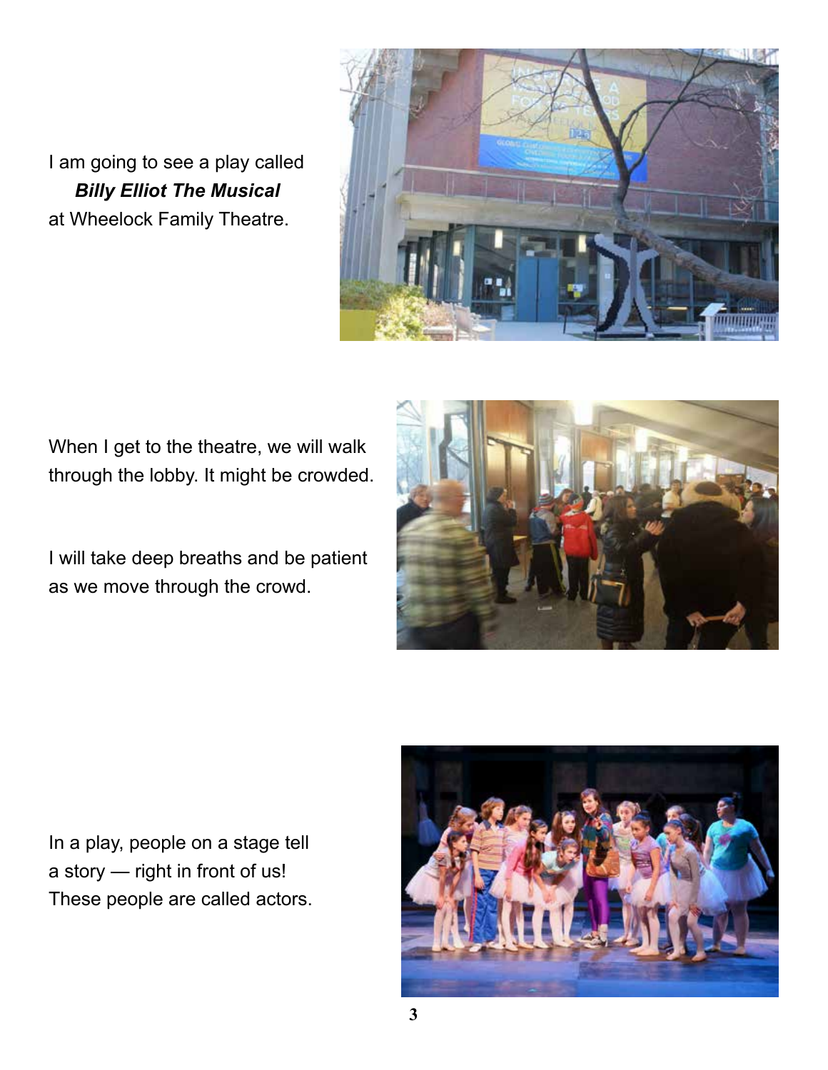I am going to see a play called
***Billy Elliot The Musical***
at Wheelock Family Theatre.

When I get to the theatre, we will walk through the lobby. It might be crowded.

I will take deep breaths and be patient as we move through the crowd.

In a play, people on a stage tell a story — right in front of us! These people are called actors.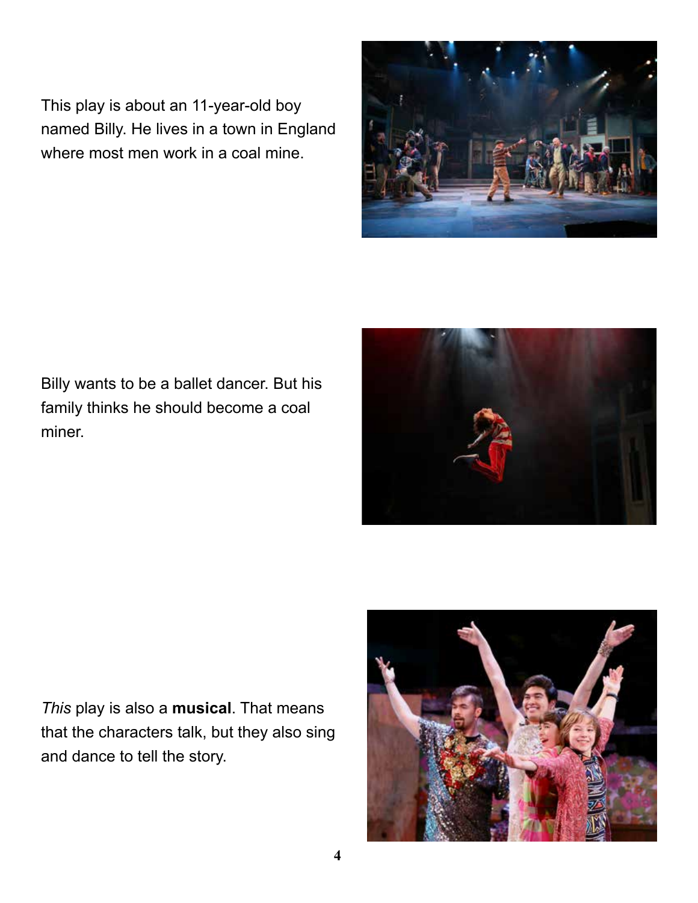This play is about an 11-year-old boy named Billy. He lives in a town in England where most men work in a coal mine.

Billy wants to be a ballet dancer. But his family thinks he should become a coal miner.

*This* play is also a **musical**. That means that the characters talk, but they also sing and dance to tell the story.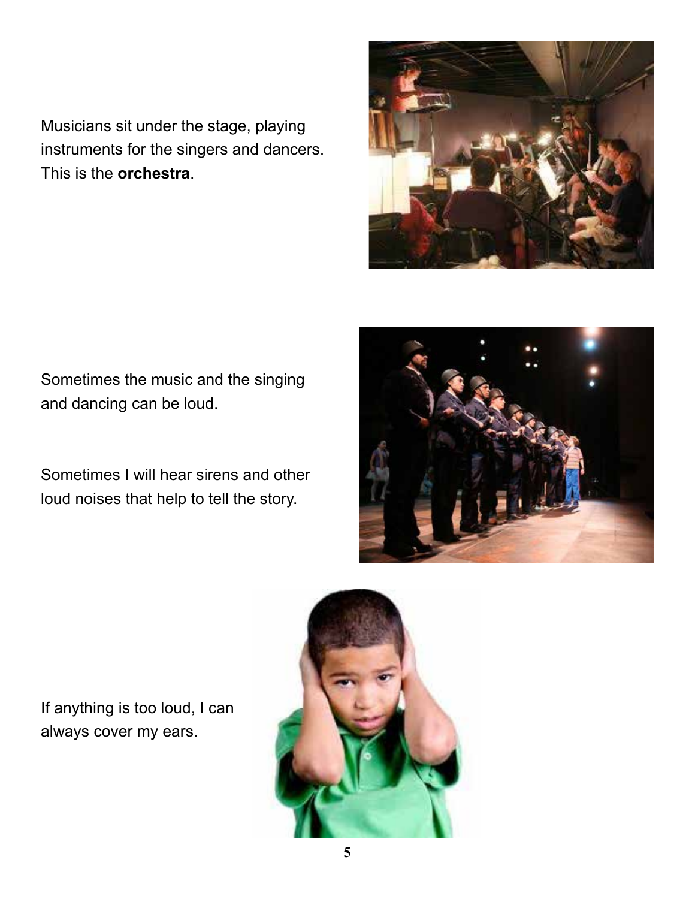Musicians sit under the stage, playing instruments for the singers and dancers. This is the **orchestra**.

Sometimes the music and the singing and dancing can be loud.

Sometimes I will hear sirens and other loud noises that help to tell the story.

If anything is too loud, I can always cover my ears.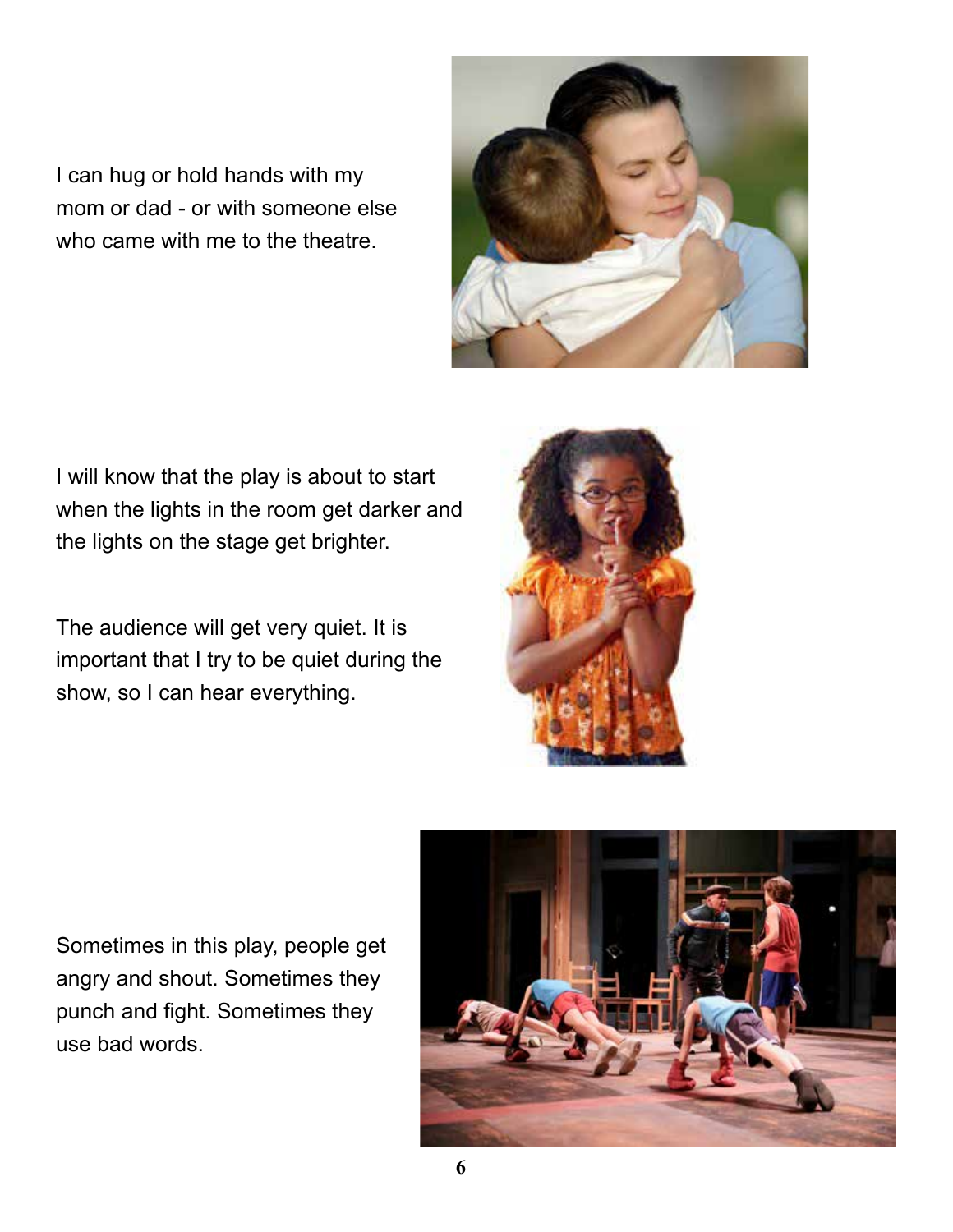I can hug or hold hands with my mom or dad - or with someone else who came with me to the theatre.

I will know that the play is about to start when the lights in the room get darker and the lights on the stage get brighter.

The audience will get very quiet. It is important that I try to be quiet during the show, so I can hear everything.

Sometimes in this play, people get angry and shout. Sometimes they punch and fight. Sometimes they use bad words.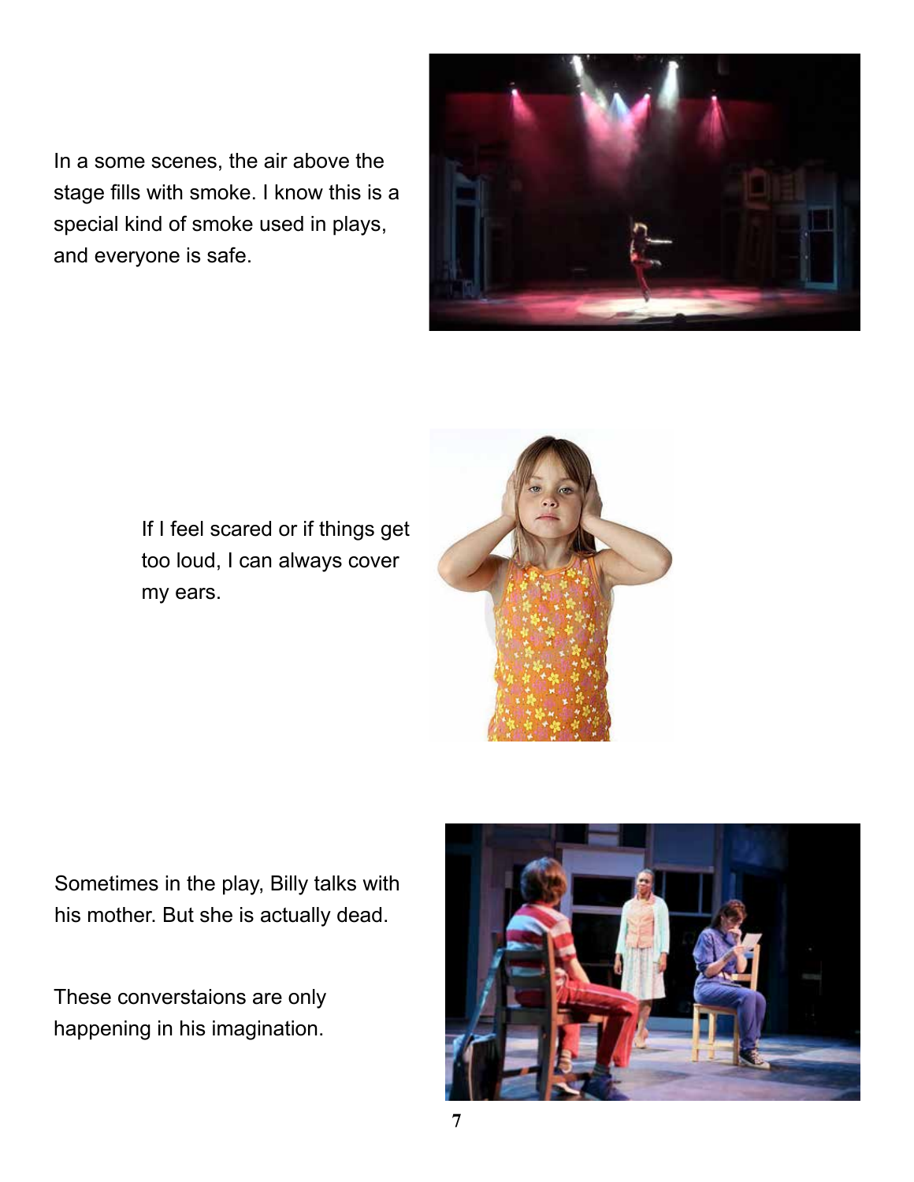In a some scenes, the air above the stage fills with smoke. I know this is a special kind of smoke used in plays, and everyone is safe.

If I feel scared or if things get too loud, I can always cover my ears.

Sometimes in the play, Billy talks with his mother. But she is actually dead.

These converstaions are only happening in his imagination.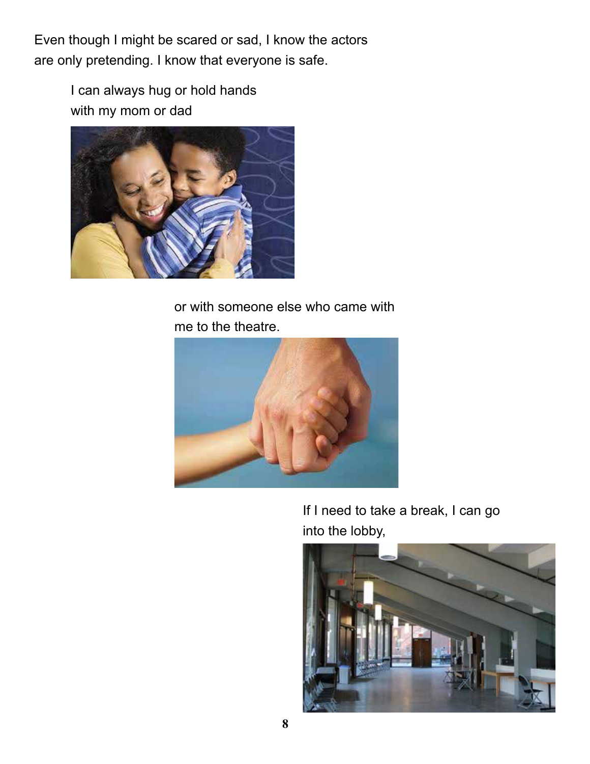Even though I might be scared or sad, I know the actors are only pretending. I know that everyone is safe.

I can always hug or hold hands with my mom or dad

or with someone else who came with me to the theatre.

If I need to take a break, I can go into the lobby,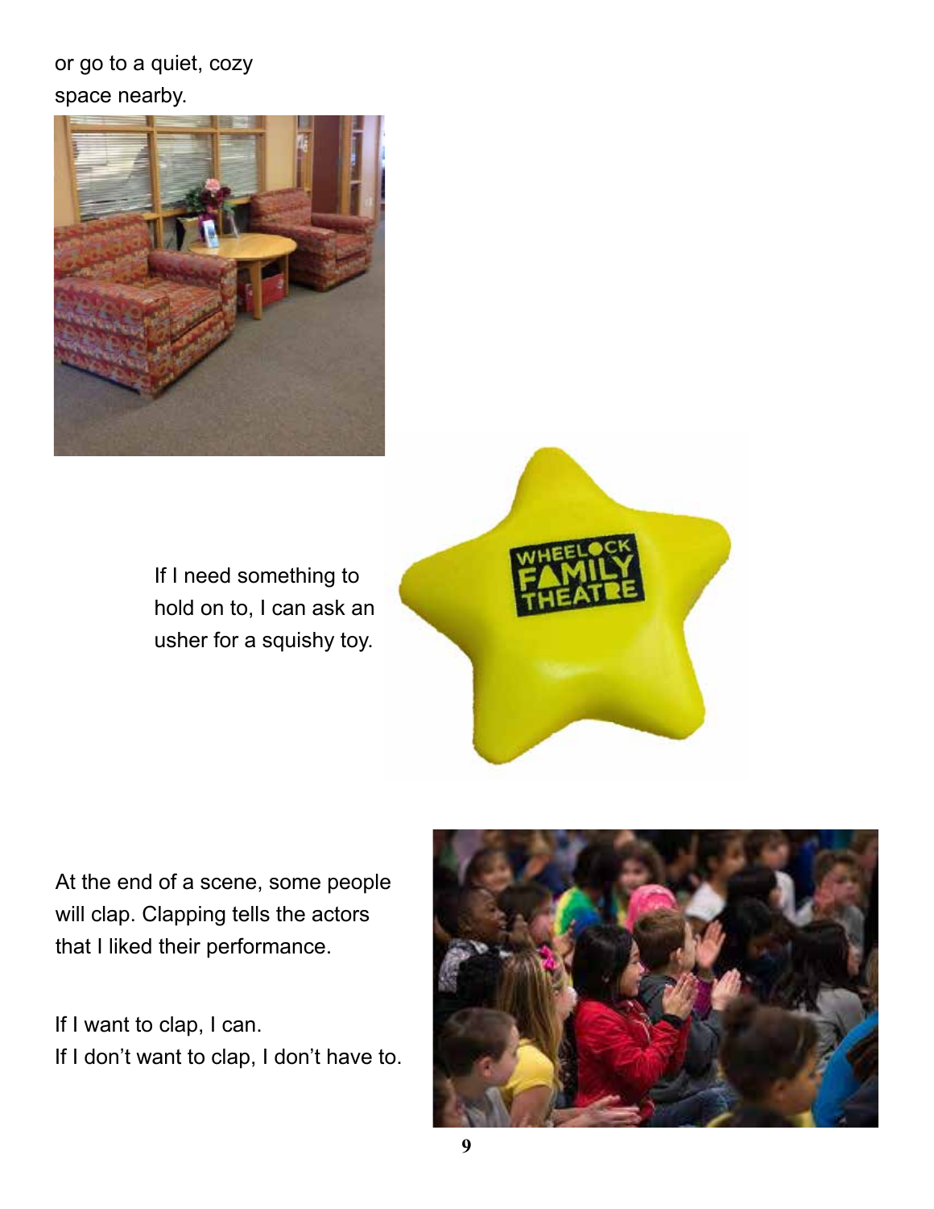or go to a quiet, cozy space nearby.

If I need something to hold on to, I can ask an usher for a squishy toy.

At the end of a scene, some people will clap. Clapping tells the actors that I liked their performance.

If I want to clap, I can.
If I don't want to clap, I don't have to.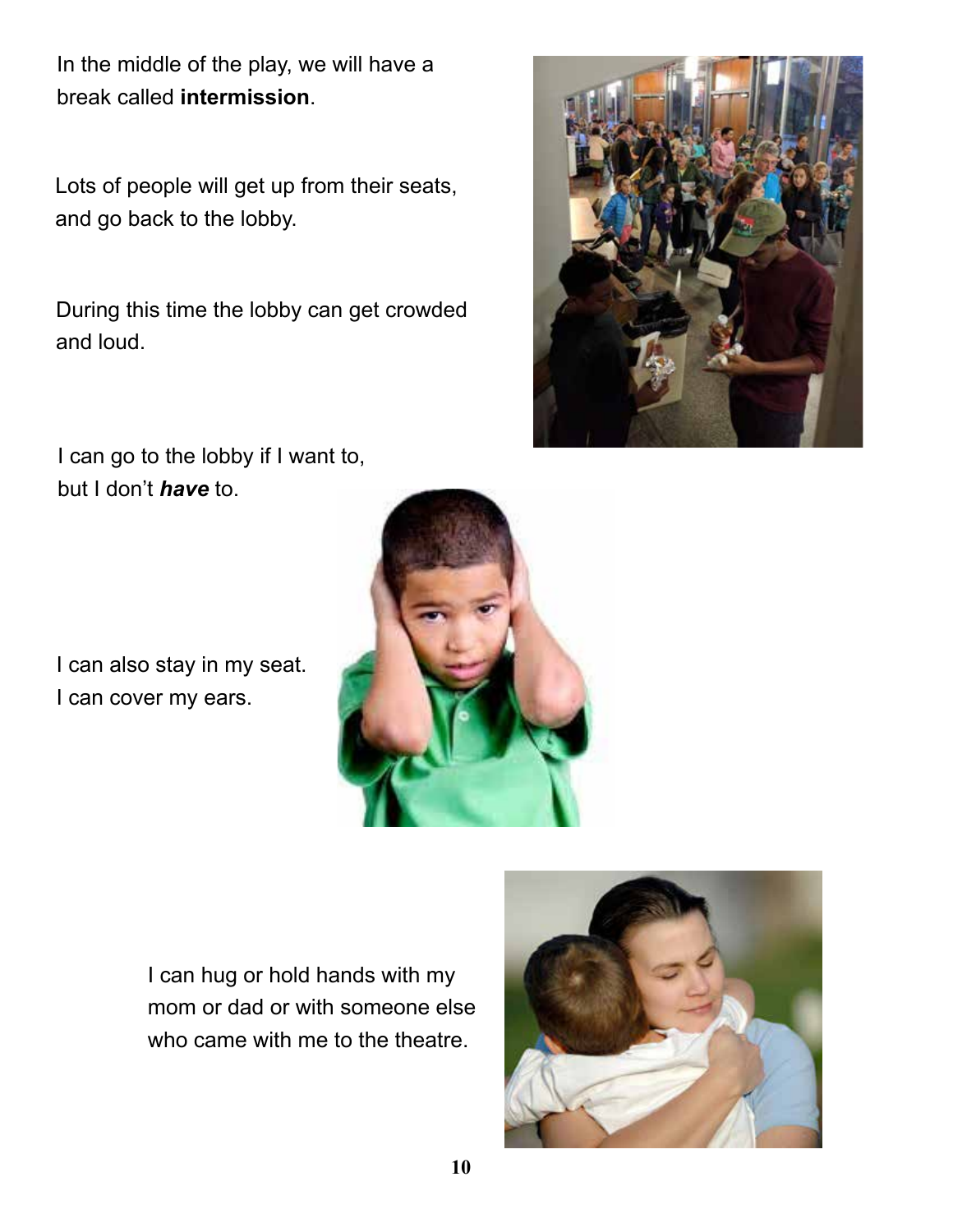In the middle of the play, we will have a break called **intermission**.

Lots of people will get up from their seats, and go back to the lobby.

During this time the lobby can get crowded and loud.

I can go to the lobby if I want to, but I don't ***have*** to.

I can also stay in my seat.
I can cover my ears.

I can hug or hold hands with my mom or dad or with someone else who came with me to the theatre.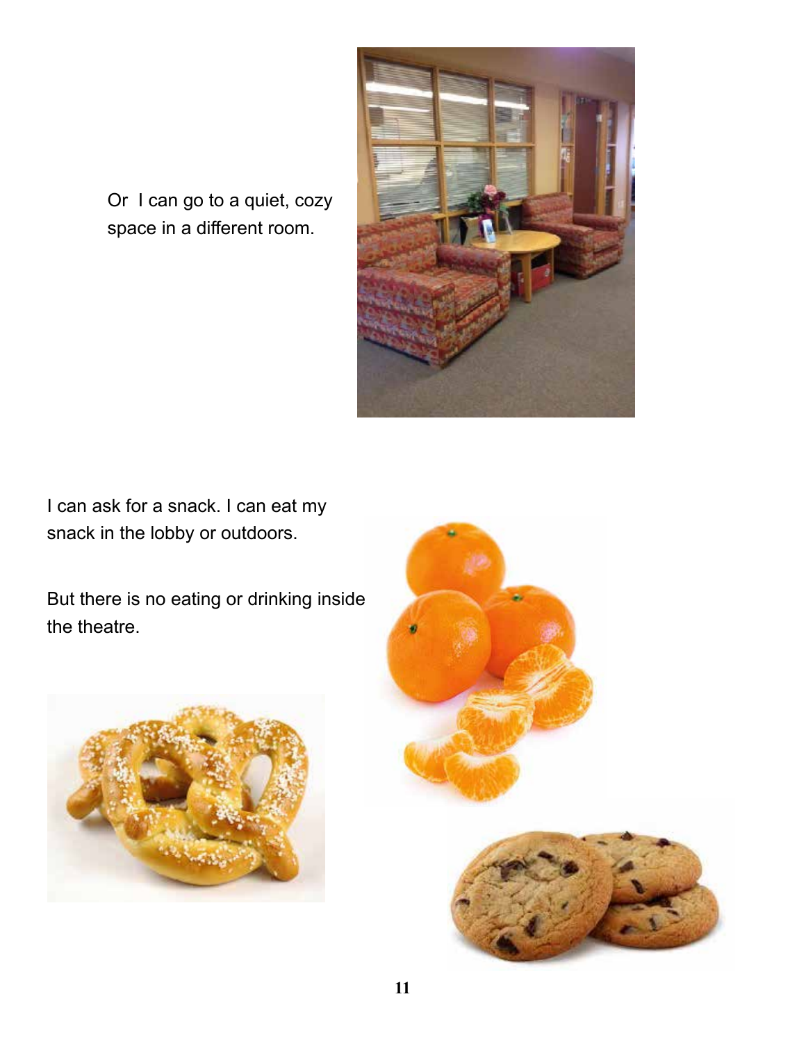Or  I can go to a quiet, cozy space in a different room.

I can ask for a snack. I can eat my snack in the lobby or outdoors.

But there is no eating or drinking inside the theatre.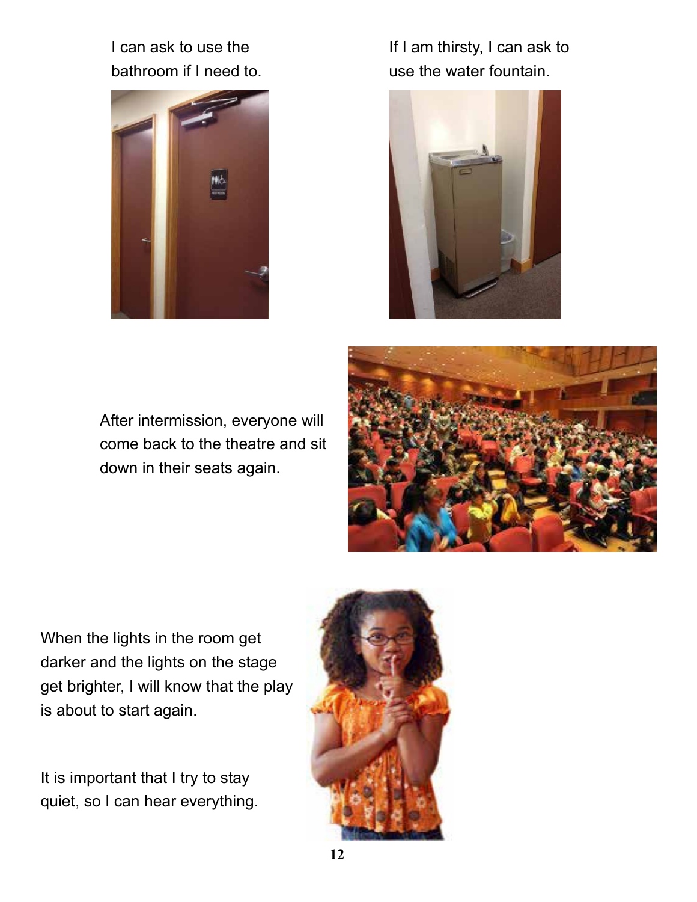I can ask to use the bathroom if I need to.

If I am thirsty, I can ask to use the water fountain.

After intermission, everyone will come back to the theatre and sit down in their seats again.

When the lights in the room get darker and the lights on the stage get brighter, I will know that the play is about to start again.

It is important that I try to stay quiet, so I can hear everything.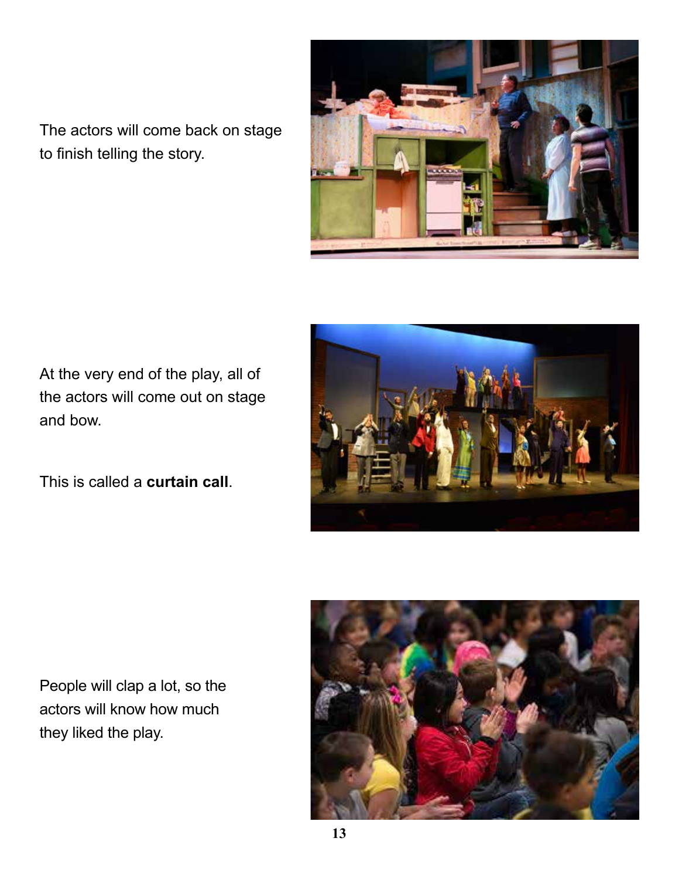The actors will come back on stage to finish telling the story.

At the very end of the play, all of the actors will come out on stage and bow.

This is called a **curtain call**.

People will clap a lot, so the actors will know how much they liked the play.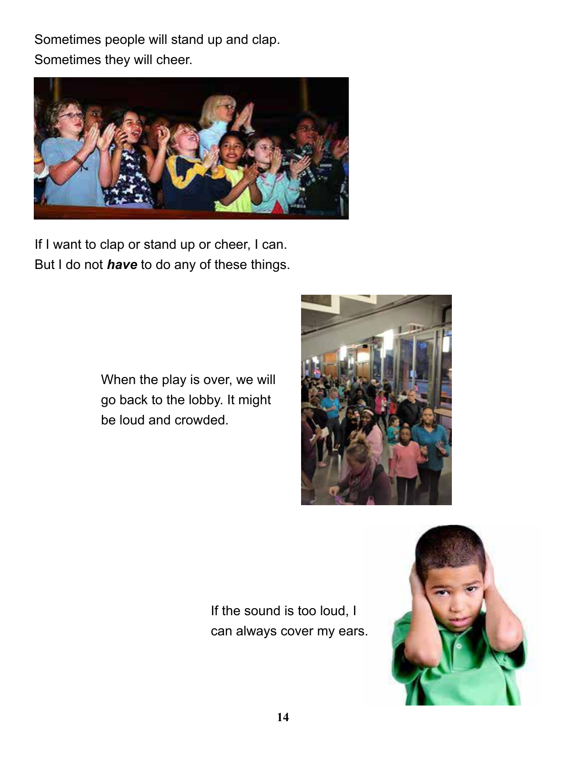Sometimes people will stand up and clap.
Sometimes they will cheer.

If I want to clap or stand up or cheer, I can.
But I do not ***have*** to do any of these things.

When the play is over, we will go back to the lobby. It might be loud and crowded.

If the sound is too loud, I can always cover my ears.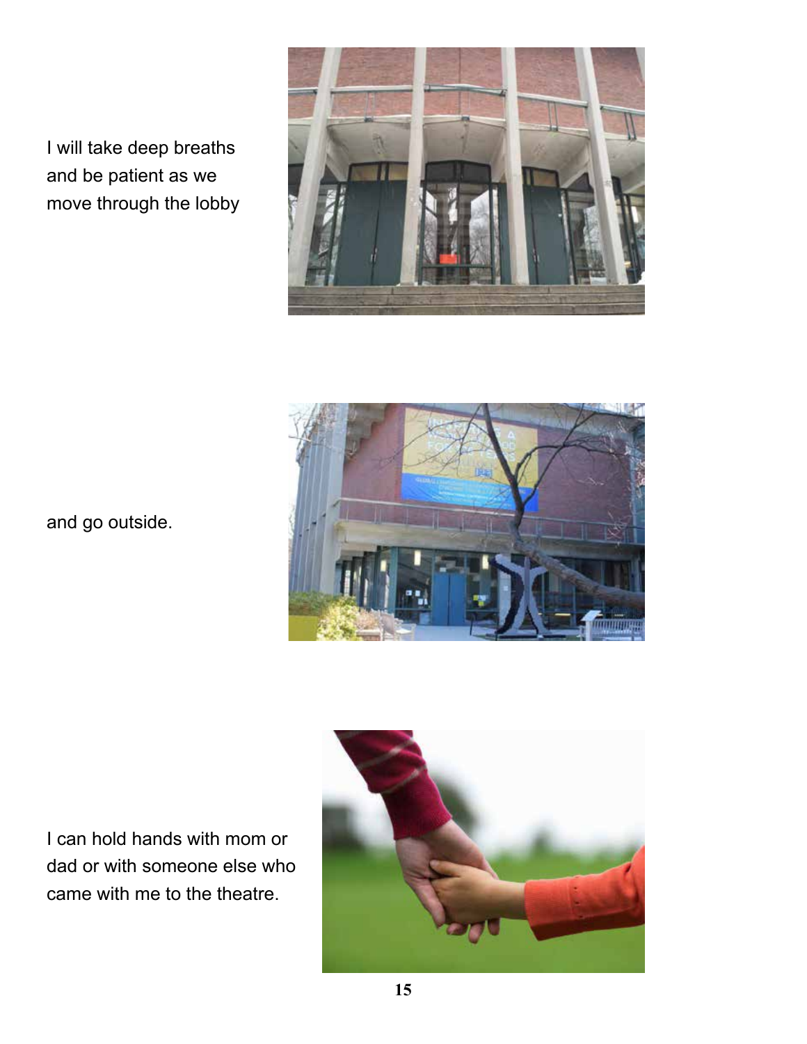I will take deep breaths and be patient as we move through the lobby

and go outside.

I can hold hands with mom or dad or with someone else who came with me to the theatre.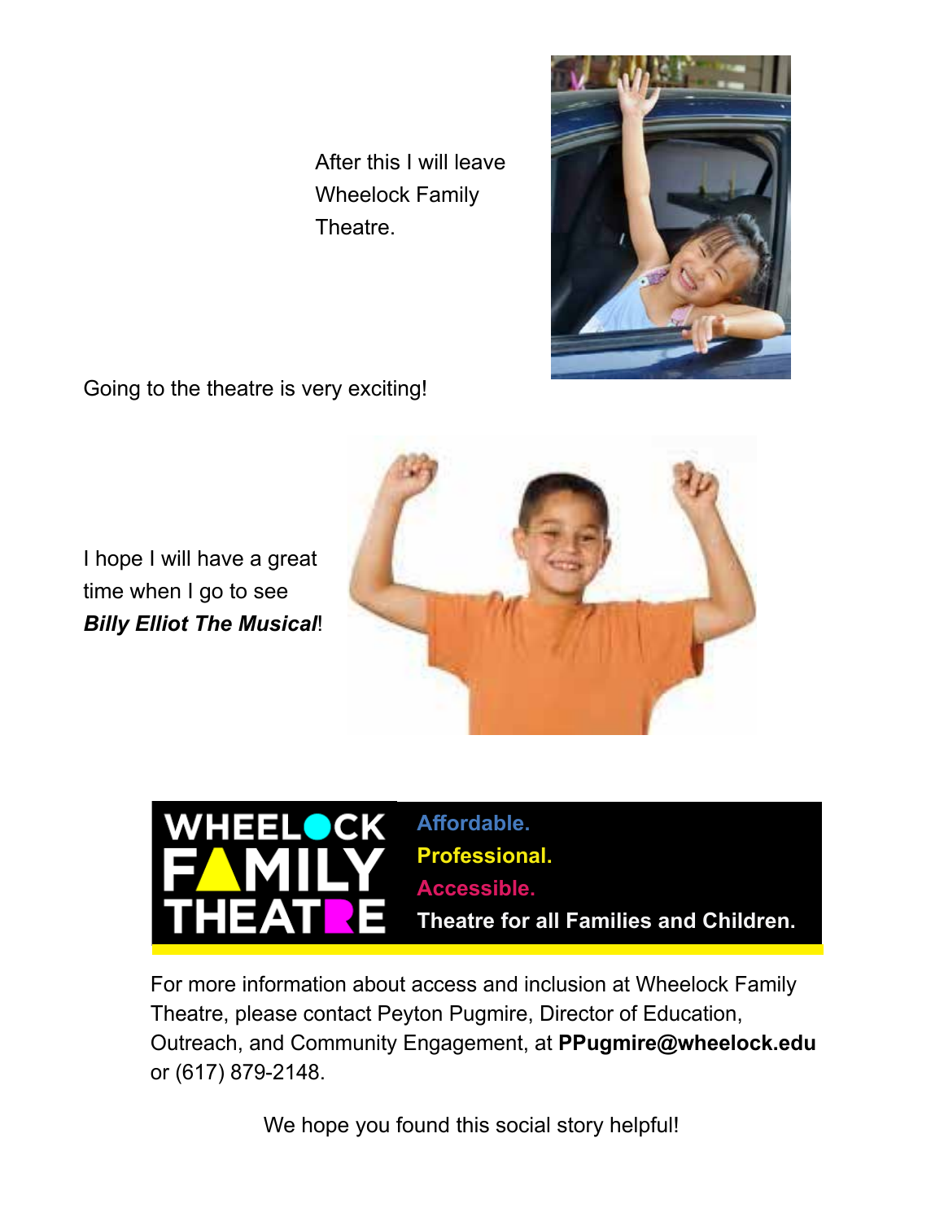After this I will leave Wheelock Family Theatre.

Going to the theatre is very exciting!

I hope I will have a great time when I go to see ***Billy Elliot The Musical***!

WHEELOCK FAMILY THEATRE

**Affordable.**
**Professional.**
**Accessible.**
**Theatre for all Families and Children.**

For more information about access and inclusion at Wheelock Family Theatre, please contact Peyton Pugmire, Director of Education, Outreach, and Community Engagement, at **PPugmire@wheelock.edu** or (617) 879-2148.

We hope you found this social story helpful!